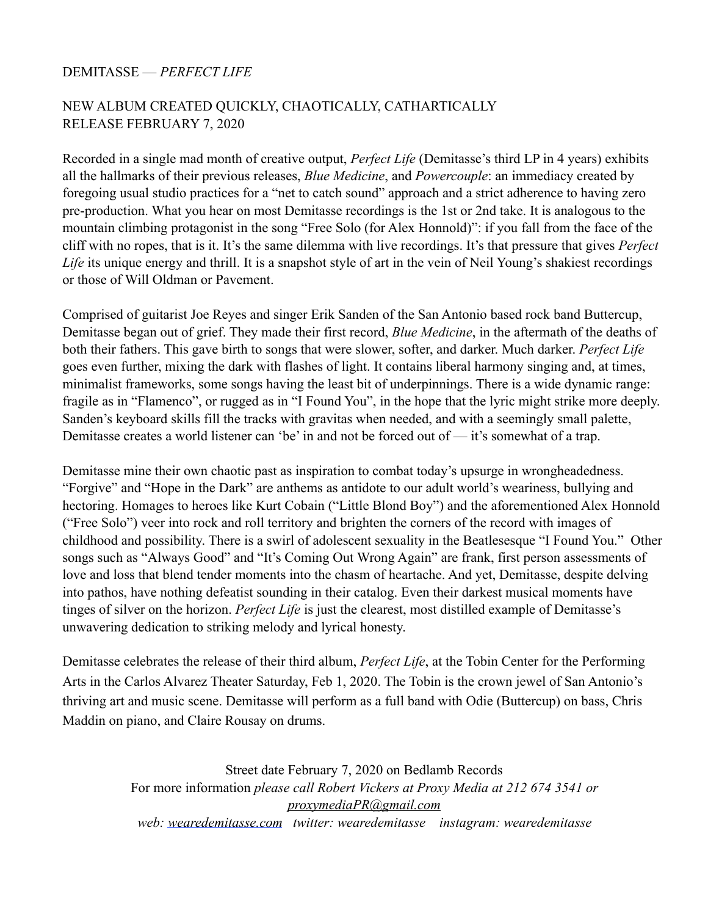DEMITASSE — *PERFECT LIFE*

NEW ALBUM CREATED QUICKLY, CHAOTICALLY, CATHARTICALLY
RELEASE FEBRUARY 7, 2020

Recorded in a single mad month of creative output, *Perfect Life* (Demitasse's third LP in 4 years) exhibits all the hallmarks of their previous releases, *Blue Medicine*, and *Powercouple*: an immediacy created by foregoing usual studio practices for a "net to catch sound" approach and a strict adherence to having zero pre-production. What you hear on most Demitasse recordings is the 1st or 2nd take. It is analogous to the mountain climbing protagonist in the song "Free Solo (for Alex Honnold)": if you fall from the face of the cliff with no ropes, that is it. It's the same dilemma with live recordings. It's that pressure that gives *Perfect Life* its unique energy and thrill. It is a snapshot style of art in the vein of Neil Young's shakiest recordings or those of Will Oldman or Pavement.

Comprised of guitarist Joe Reyes and singer Erik Sanden of the San Antonio based rock band Buttercup, Demitasse began out of grief. They made their first record, *Blue Medicine*, in the aftermath of the deaths of both their fathers. This gave birth to songs that were slower, softer, and darker. Much darker. *Perfect Life* goes even further, mixing the dark with flashes of light. It contains liberal harmony singing and, at times, minimalist frameworks, some songs having the least bit of underpinnings. There is a wide dynamic range: fragile as in "Flamenco", or rugged as in "I Found You", in the hope that the lyric might strike more deeply. Sanden's keyboard skills fill the tracks with gravitas when needed, and with a seemingly small palette, Demitasse creates a world listener can 'be' in and not be forced out of — it's somewhat of a trap.

Demitasse mine their own chaotic past as inspiration to combat today's upsurge in wrongheadedness. "Forgive" and "Hope in the Dark" are anthems as antidote to our adult world's weariness, bullying and hectoring. Homages to heroes like Kurt Cobain ("Little Blond Boy") and the aforementioned Alex Honnold ("Free Solo") veer into rock and roll territory and brighten the corners of the record with images of childhood and possibility. There is a swirl of adolescent sexuality in the Beatlesesque "I Found You." Other songs such as "Always Good" and "It's Coming Out Wrong Again" are frank, first person assessments of love and loss that blend tender moments into the chasm of heartache. And yet, Demitasse, despite delving into pathos, have nothing defeatist sounding in their catalog. Even their darkest musical moments have tinges of silver on the horizon. *Perfect Life* is just the clearest, most distilled example of Demitasse's unwavering dedication to striking melody and lyrical honesty.

Demitasse celebrates the release of their third album, *Perfect Life*, at the Tobin Center for the Performing Arts in the Carlos Alvarez Theater Saturday, Feb 1, 2020. The Tobin is the crown jewel of San Antonio's thriving art and music scene. Demitasse will perform as a full band with Odie (Buttercup) on bass, Chris Maddin on piano, and Claire Rousay on drums.

Street date February 7, 2020 on Bedlamb Records
For more information *please call Robert Vickers at Proxy Media at 212 674 3541 or proxymediaPR@gmail.com*
*web: wearedemitasse.com twitter: wearedemitasse instagram: wearedemitasse*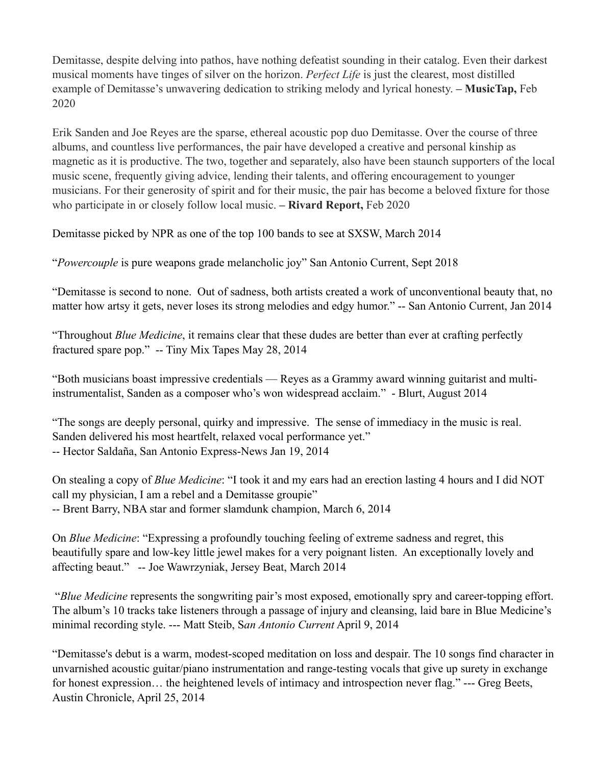Demitasse, despite delving into pathos, have nothing defeatist sounding in their catalog. Even their darkest musical moments have tinges of silver on the horizon. *Perfect Life* is just the clearest, most distilled example of Demitasse's unwavering dedication to striking melody and lyrical honesty. **– MusicTap,** Feb 2020

Erik Sanden and Joe Reyes are the sparse, ethereal acoustic pop duo Demitasse. Over the course of three albums, and countless live performances, the pair have developed a creative and personal kinship as magnetic as it is productive. The two, together and separately, also have been staunch supporters of the local music scene, frequently giving advice, lending their talents, and offering encouragement to younger musicians. For their generosity of spirit and for their music, the pair has become a beloved fixture for those who participate in or closely follow local music. **– Rivard Report,** Feb 2020

Demitasse picked by NPR as one of the top 100 bands to see at SXSW, March 2014

"*Powercouple* is pure weapons grade melancholic joy" San Antonio Current, Sept 2018

"Demitasse is second to none. Out of sadness, both artists created a work of unconventional beauty that, no matter how artsy it gets, never loses its strong melodies and edgy humor." -- San Antonio Current, Jan 2014

"Throughout *Blue Medicine*, it remains clear that these dudes are better than ever at crafting perfectly fractured spare pop." -- Tiny Mix Tapes May 28, 2014

"Both musicians boast impressive credentials — Reyes as a Grammy award winning guitarist and multi-instrumentalist, Sanden as a composer who's won widespread acclaim." - Blurt, August 2014

"The songs are deeply personal, quirky and impressive. The sense of immediacy in the music is real. Sanden delivered his most heartfelt, relaxed vocal performance yet."
-- Hector Saldaña, San Antonio Express-News Jan 19, 2014

On stealing a copy of *Blue Medicine*: "I took it and my ears had an erection lasting 4 hours and I did NOT call my physician, I am a rebel and a Demitasse groupie"
-- Brent Barry, NBA star and former slamdunk champion, March 6, 2014

On *Blue Medicine*: "Expressing a profoundly touching feeling of extreme sadness and regret, this beautifully spare and low-key little jewel makes for a very poignant listen. An exceptionally lovely and affecting beaut." -- Joe Wawrzyniak, Jersey Beat, March 2014

"*Blue Medicine* represents the songwriting pair's most exposed, emotionally spry and career-topping effort. The album's 10 tracks take listeners through a passage of injury and cleansing, laid bare in Blue Medicine's minimal recording style. --- Matt Steib, S*an Antonio Current* April 9, 2014

"Demitasse's debut is a warm, modest-scoped meditation on loss and despair. The 10 songs find character in unvarnished acoustic guitar/piano instrumentation and range-testing vocals that give up surety in exchange for honest expression… the heightened levels of intimacy and introspection never flag." --- Greg Beets, Austin Chronicle, April 25, 2014